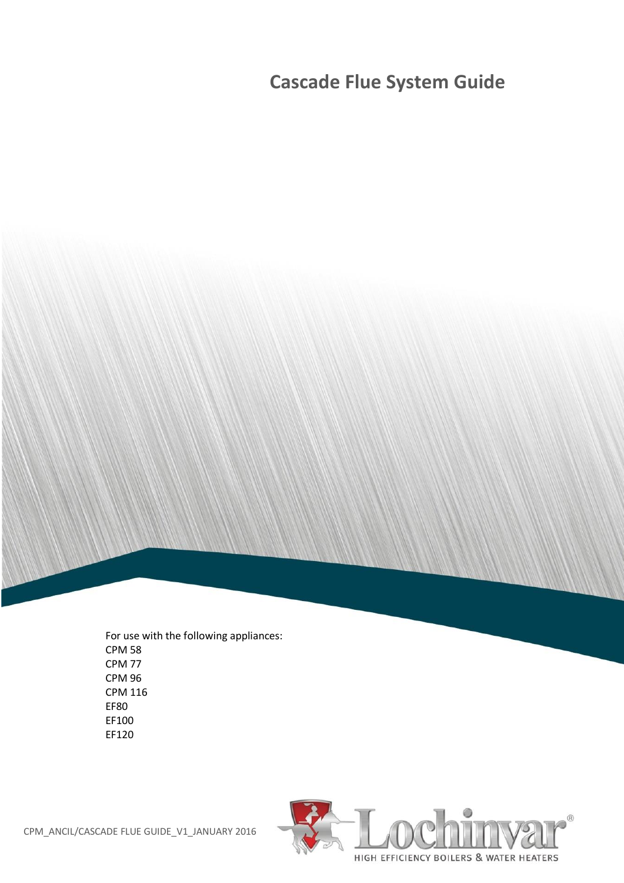# Cascade Flue System Guide

For use with the following appliances:
CPM 58
CPM 77
CPM 96
CPM 116
EF80
EF100
EF120

CPM_ANCIL/CASCADE FLUE GUIDE_V1_JANUARY 2016

Lochinvar®
HIGH EFFICIENCY BOILERS & WATER HEATERS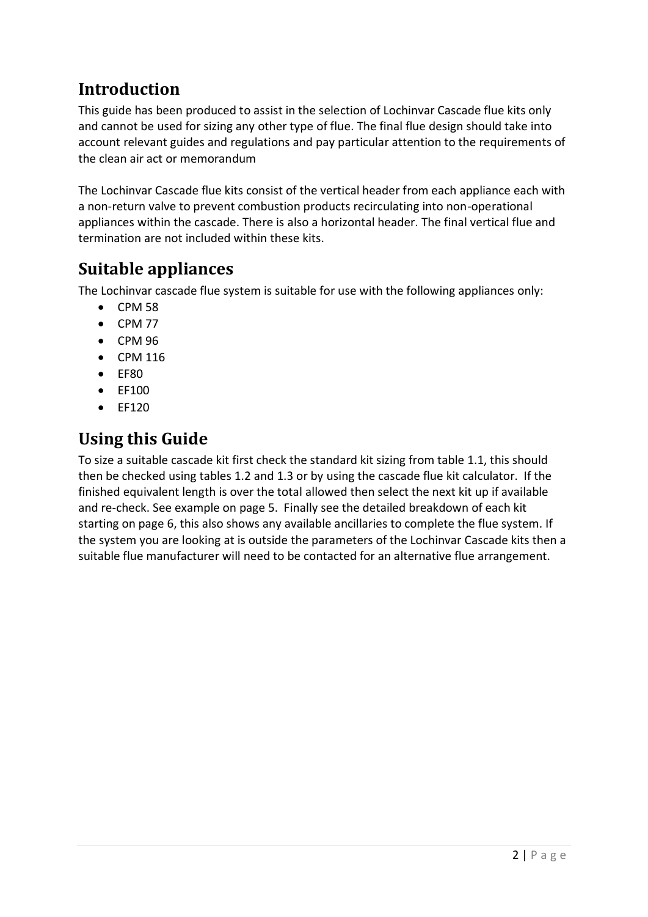## Introduction

This guide has been produced to assist in the selection of Lochinvar Cascade flue kits only and cannot be used for sizing any other type of flue. The final flue design should take into account relevant guides and regulations and pay particular attention to the requirements of the clean air act or memorandum

The Lochinvar Cascade flue kits consist of the vertical header from each appliance each with a non-return valve to prevent combustion products recirculating into non-operational appliances within the cascade. There is also a horizontal header. The final vertical flue and termination are not included within these kits.

## Suitable appliances

The Lochinvar cascade flue system is suitable for use with the following appliances only:

- CPM 58
- CPM 77
- CPM 96
- CPM 116
- EF80
- EF100
- EF120

## Using this Guide

To size a suitable cascade kit first check the standard kit sizing from table 1.1, this should then be checked using tables 1.2 and 1.3 or by using the cascade flue kit calculator. If the finished equivalent length is over the total allowed then select the next kit up if available and re-check. See example on page 5. Finally see the detailed breakdown of each kit starting on page 6, this also shows any available ancillaries to complete the flue system. If the system you are looking at is outside the parameters of the Lochinvar Cascade kits then a suitable flue manufacturer will need to be contacted for an alternative flue arrangement.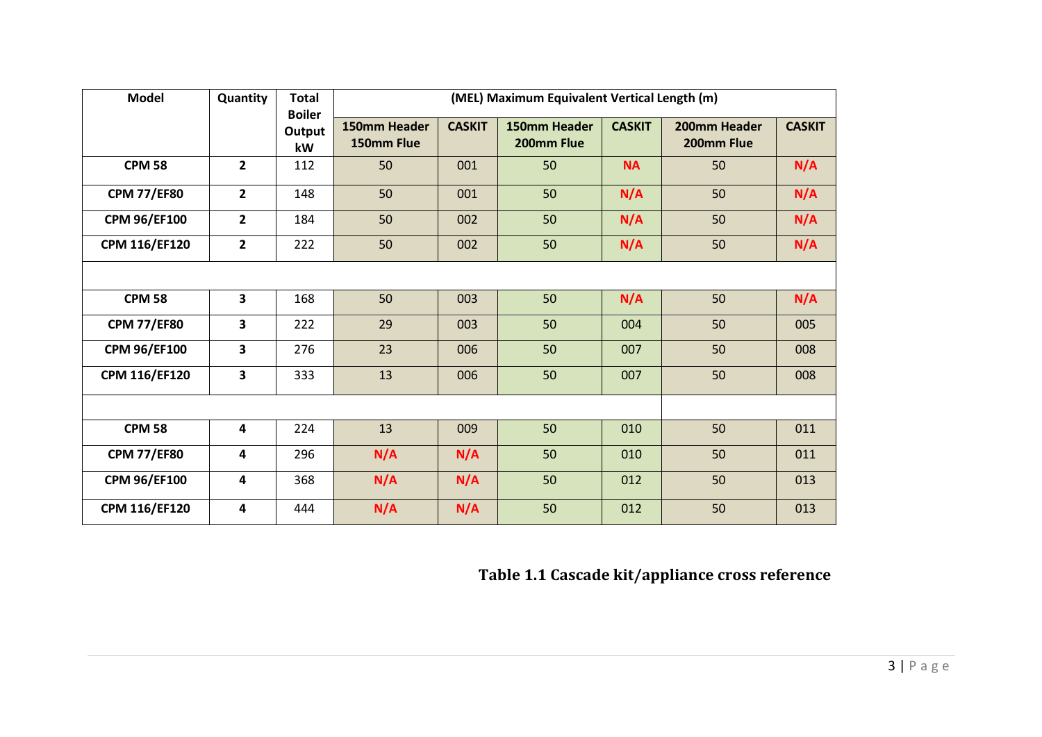| Model | Quantity | Total Boiler Output kW | (MEL) Maximum Equivalent Vertical Length (m) | | | | | |
|---|---|---|---|---|---|---|---|---|
| | | | 150mm Header 150mm Flue | CASKIT | 150mm Header 200mm Flue | CASKIT | 200mm Header 200mm Flue | CASKIT |
| **CPM 58** | **2** | 112 | 50 | 001 | 50 | **NA** | 50 | **N/A** |
| **CPM 77/EF80** | **2** | 148 | 50 | 001 | 50 | **N/A** | 50 | **N/A** |
| **CPM 96/EF100** | **2** | 184 | 50 | 002 | 50 | **N/A** | 50 | **N/A** |
| **CPM 116/EF120** | **2** | 222 | 50 | 002 | 50 | **N/A** | 50 | **N/A** |
| | | | | | | | | |
| **CPM 58** | **3** | 168 | 50 | 003 | 50 | **N/A** | 50 | **N/A** |
| **CPM 77/EF80** | **3** | 222 | 29 | 003 | 50 | 004 | 50 | 005 |
| **CPM 96/EF100** | **3** | 276 | 23 | 006 | 50 | 007 | 50 | 008 |
| **CPM 116/EF120** | **3** | 333 | 13 | 006 | 50 | 007 | 50 | 008 |
| | | | | | | | | |
| **CPM 58** | **4** | 224 | 13 | 009 | 50 | 010 | 50 | 011 |
| **CPM 77/EF80** | **4** | 296 | **N/A** | **N/A** | 50 | 010 | 50 | 011 |
| **CPM 96/EF100** | **4** | 368 | **N/A** | **N/A** | 50 | 012 | 50 | 013 |
| **CPM 116/EF120** | **4** | 444 | **N/A** | **N/A** | 50 | 012 | 50 | 013 |

**Table 1.1 Cascade kit/appliance cross reference**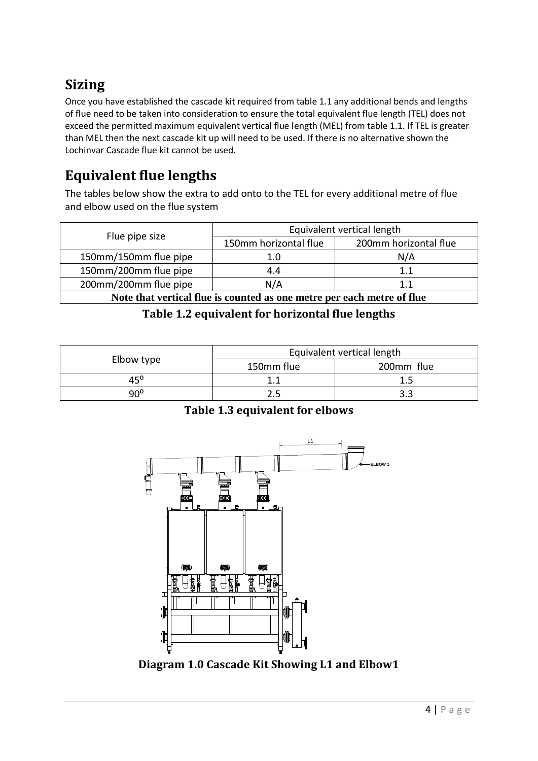## Sizing

Once you have established the cascade kit required from table 1.1 any additional bends and lengths of flue need to be taken into consideration to ensure the total equivalent flue length (TEL) does not exceed the permitted maximum equivalent vertical flue length (MEL) from table 1.1. If TEL is greater than MEL then the next cascade kit up will need to be used. If there is no alternative shown the Lochinvar Cascade flue kit cannot be used.

## Equivalent flue lengths

The tables below show the extra to add onto to the TEL for every additional metre of flue and elbow used on the flue system

| Flue pipe size | Equivalent vertical length | |
|---|---|---|
| | 150mm horizontal flue | 200mm horizontal flue |
| 150mm/150mm flue pipe | 1.0 | N/A |
| 150mm/200mm flue pipe | 4.4 | 1.1 |
| 200mm/200mm flue pipe | N/A | 1.1 |
| **Note that vertical flue is counted as one metre per each metre of flue** | | |

**Table 1.2 equivalent for horizontal flue lengths**

| Elbow type | Equivalent vertical length | |
|---|---|---|
| | 150mm flue | 200mm flue |
| 45⁰ | 1.1 | 1.5 |
| 90⁰ | 2.5 | 3.3 |

**Table 1.3 equivalent for elbows**

**Diagram 1.0 Cascade Kit Showing L1 and Elbow1**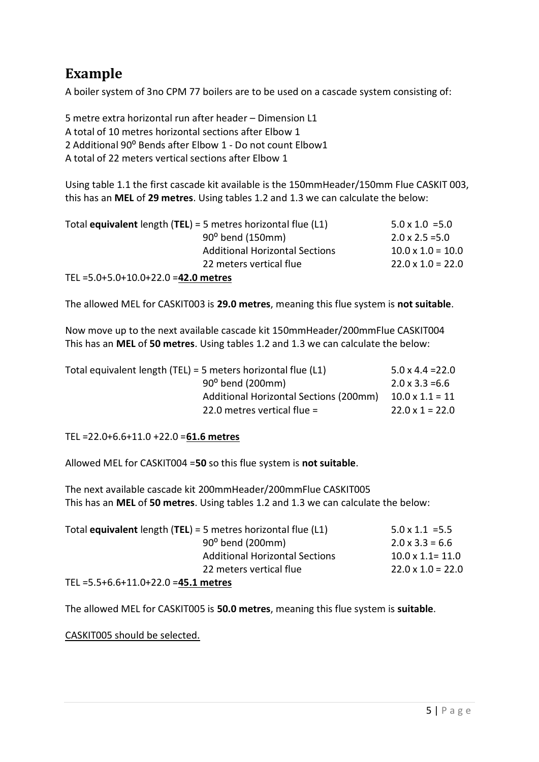## Example

A boiler system of 3no CPM 77 boilers are to be used on a cascade system consisting of:

5 metre extra horizontal run after header – Dimension L1
A total of 10 metres horizontal sections after Elbow 1
2 Additional 90$^{0}$ Bends after Elbow 1 - Do not count Elbow1
A total of 22 meters vertical sections after Elbow 1

Using table 1.1 the first cascade kit available is the 150mmHeader/150mm Flue CASKIT 003, this has an **MEL** of **29 metres**. Using tables 1.2 and 1.3 we can calculate the below:

| Total **equivalent** length (**TEL**) = 5 metres horizontal flue (L1) | 5.0 x 1.0 =5.0 |
|---|---|
| 90$^{0}$ bend (150mm) | 2.0 x 2.5 =5.0 |
| Additional Horizontal Sections | 10.0 x 1.0 = 10.0 |
| 22 meters vertical flue | 22.0 x 1.0 = 22.0 |

TEL =5.0+5.0+10.0+22.0 =**42.0 metres**

The allowed MEL for CASKIT003 is **29.0 metres**, meaning this flue system is **not suitable**.

Now move up to the next available cascade kit 150mmHeader/200mmFlue CASKIT004
This has an **MEL** of **50 metres**. Using tables 1.2 and 1.3 we can calculate the below:

| Total equivalent length (TEL) = 5 meters horizontal flue (L1) | 5.0 x 4.4 =22.0 |
|---|---|
| 90$^{0}$ bend (200mm) | 2.0 x 3.3 =6.6 |
| Additional Horizontal Sections (200mm) | 10.0 x 1.1 = 11 |
| 22.0 metres vertical flue = | 22.0 x 1 = 22.0 |

TEL =22.0+6.6+11.0 +22.0 =**61.6 metres**

Allowed MEL for CASKIT004 =**50** so this flue system is **not suitable**.

The next available cascade kit 200mmHeader/200mmFlue CASKIT005
This has an **MEL** of **50 metres**. Using tables 1.2 and 1.3 we can calculate the below:

| Total **equivalent** length (**TEL**) = 5 metres horizontal flue (L1) | 5.0 x 1.1 =5.5 |
|---|---|
| 90$^{0}$ bend (200mm) | 2.0 x 3.3 = 6.6 |
| Additional Horizontal Sections | 10.0 x 1.1= 11.0 |
| 22 meters vertical flue | 22.0 x 1.0 = 22.0 |

TEL =5.5+6.6+11.0+22.0 =**45.1 metres**

The allowed MEL for CASKIT005 is **50.0 metres**, meaning this flue system is **suitable**.

CASKIT005 should be selected.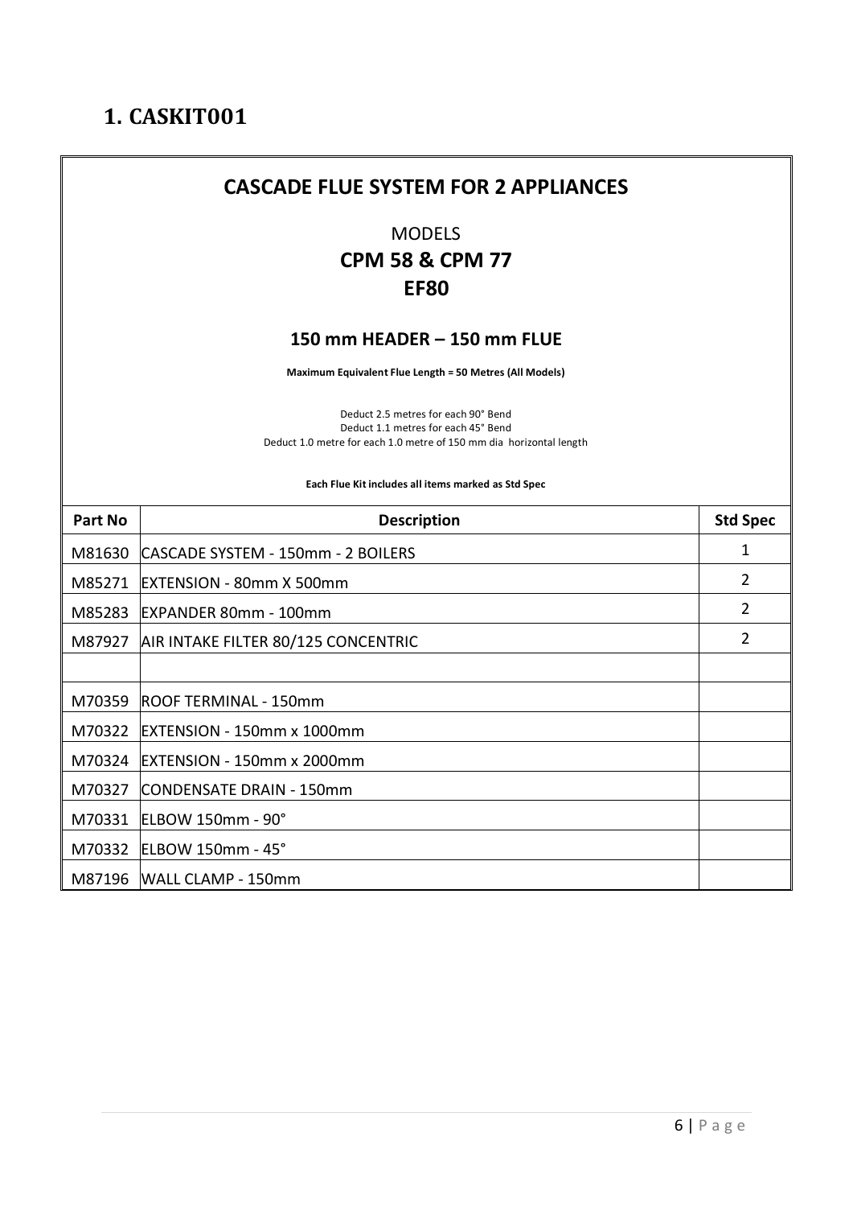## 1. CASKIT001

### CASCADE FLUE SYSTEM FOR 2 APPLIANCES

MODELS

**CPM 58 & CPM 77**

**EF80**

#### 150 mm HEADER – 150 mm FLUE

**Maximum Equivalent Flue Length = 50 Metres (All Models)**

Deduct 2.5 metres for each 90° Bend
Deduct 1.1 metres for each 45° Bend
Deduct 1.0 metre for each 1.0 metre of 150 mm dia horizontal length

**Each Flue Kit includes all items marked as Std Spec**

| Part No | Description | Std Spec |
|---|---|---|
| M81630 | CASCADE SYSTEM - 150mm - 2 BOILERS | 1 |
| M85271 | EXTENSION - 80mm X 500mm | 2 |
| M85283 | EXPANDER 80mm - 100mm | 2 |
| M87927 | AIR INTAKE FILTER 80/125 CONCENTRIC | 2 |
| | | |
| M70359 | ROOF TERMINAL - 150mm | |
| M70322 | EXTENSION - 150mm x 1000mm | |
| M70324 | EXTENSION - 150mm x 2000mm | |
| M70327 | CONDENSATE DRAIN - 150mm | |
| M70331 | ELBOW 150mm - 90° | |
| M70332 | ELBOW 150mm - 45° | |
| M87196 | WALL CLAMP - 150mm | |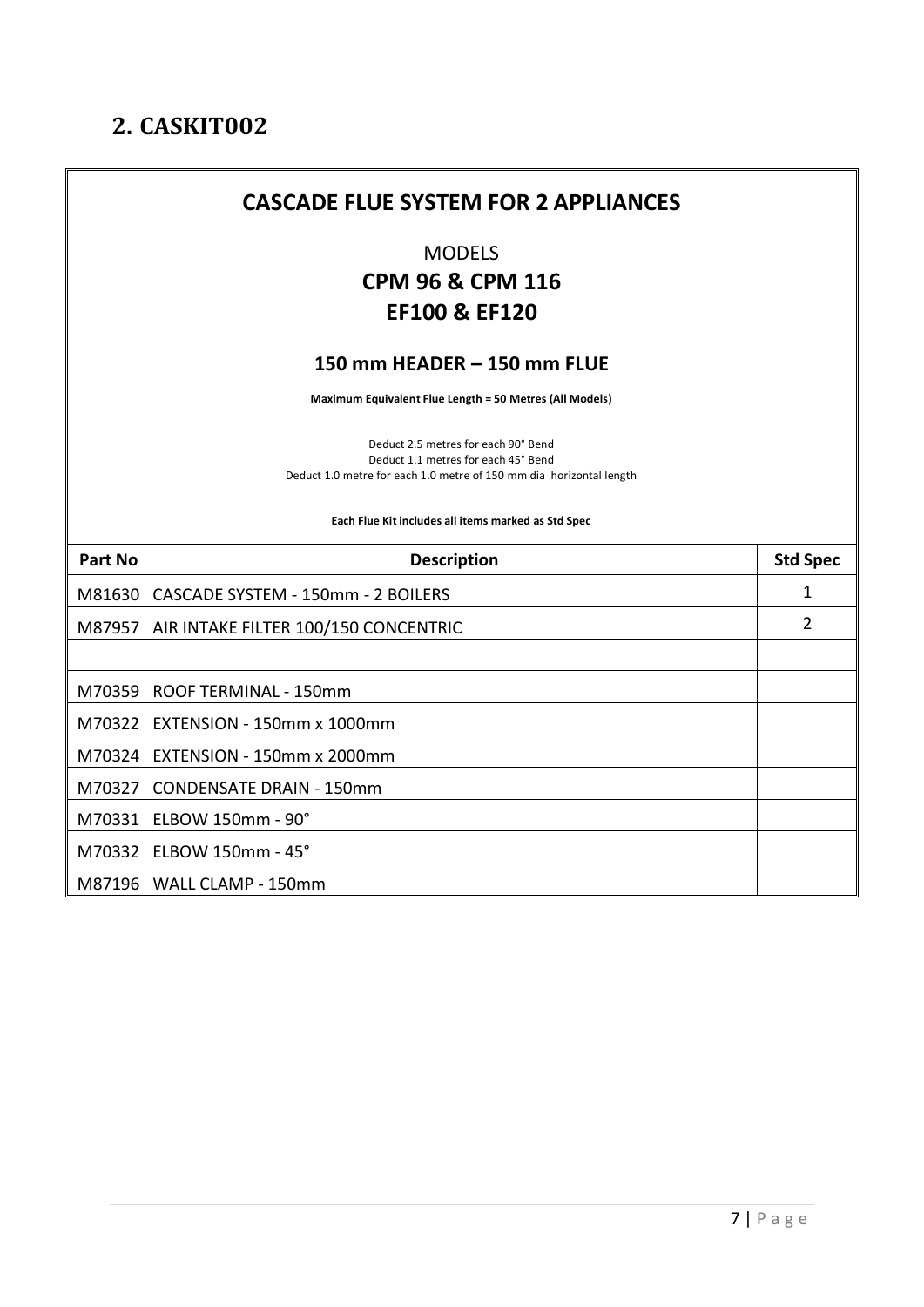## 2. CASKIT002

### CASCADE FLUE SYSTEM FOR 2 APPLIANCES

MODELS

**CPM 96 & CPM 116**

**EF100 & EF120**

**150 mm HEADER – 150 mm FLUE**

**Maximum Equivalent Flue Length = 50 Metres (All Models)**

Deduct 2.5 metres for each 90° Bend
Deduct 1.1 metres for each 45° Bend
Deduct 1.0 metre for each 1.0 metre of 150 mm dia horizontal length

**Each Flue Kit includes all items marked as Std Spec**

| Part No | Description | Std Spec |
|---|---|---|
| M81630 | CASCADE SYSTEM - 150mm - 2 BOILERS | 1 |
| M87957 | AIR INTAKE FILTER 100/150 CONCENTRIC | 2 |
| | | |
| M70359 | ROOF TERMINAL - 150mm | |
| M70322 | EXTENSION - 150mm x 1000mm | |
| M70324 | EXTENSION - 150mm x 2000mm | |
| M70327 | CONDENSATE DRAIN - 150mm | |
| M70331 | ELBOW 150mm - 90° | |
| M70332 | ELBOW 150mm - 45° | |
| M87196 | WALL CLAMP - 150mm | |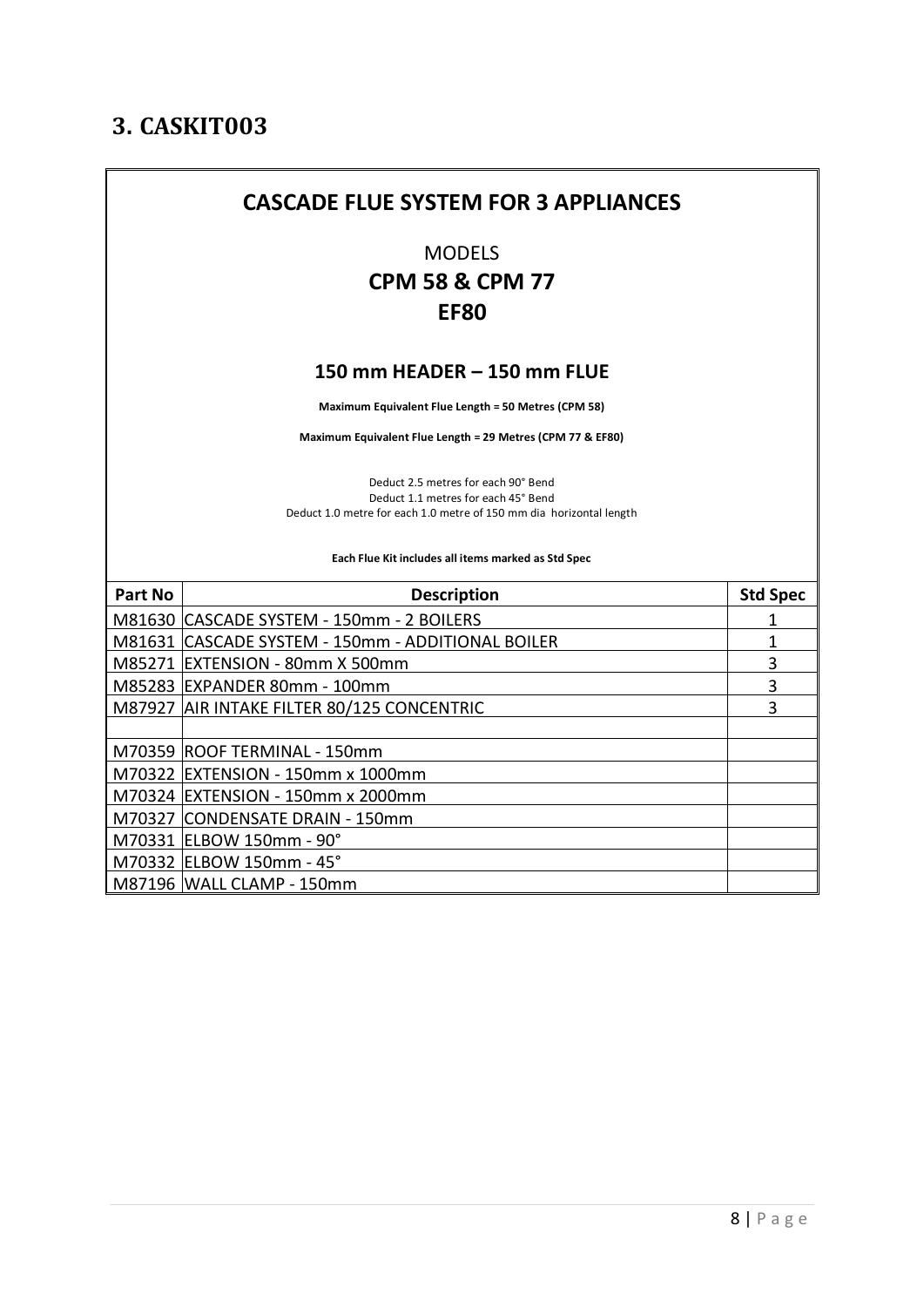## 3. CASKIT003

### CASCADE FLUE SYSTEM FOR 3 APPLIANCES

MODELS

**CPM 58 & CPM 77**

**EF80**

#### 150 mm HEADER – 150 mm FLUE

**Maximum Equivalent Flue Length = 50 Metres (CPM 58)**

**Maximum Equivalent Flue Length = 29 Metres (CPM 77 & EF80)**

Deduct 2.5 metres for each 90° Bend
Deduct 1.1 metres for each 45° Bend
Deduct 1.0 metre for each 1.0 metre of 150 mm dia horizontal length

**Each Flue Kit includes all items marked as Std Spec**

| Part No | Description | Std Spec |
|---|---|---|
| M81630 | CASCADE SYSTEM - 150mm - 2 BOILERS | 1 |
| M81631 | CASCADE SYSTEM - 150mm - ADDITIONAL BOILER | 1 |
| M85271 | EXTENSION - 80mm X 500mm | 3 |
| M85283 | EXPANDER 80mm - 100mm | 3 |
| M87927 | AIR INTAKE FILTER 80/125 CONCENTRIC | 3 |
| | | |
| M70359 | ROOF TERMINAL - 150mm | |
| M70322 | EXTENSION - 150mm x 1000mm | |
| M70324 | EXTENSION - 150mm x 2000mm | |
| M70327 | CONDENSATE DRAIN - 150mm | |
| M70331 | ELBOW 150mm - 90° | |
| M70332 | ELBOW 150mm - 45° | |
| M87196 | WALL CLAMP - 150mm | |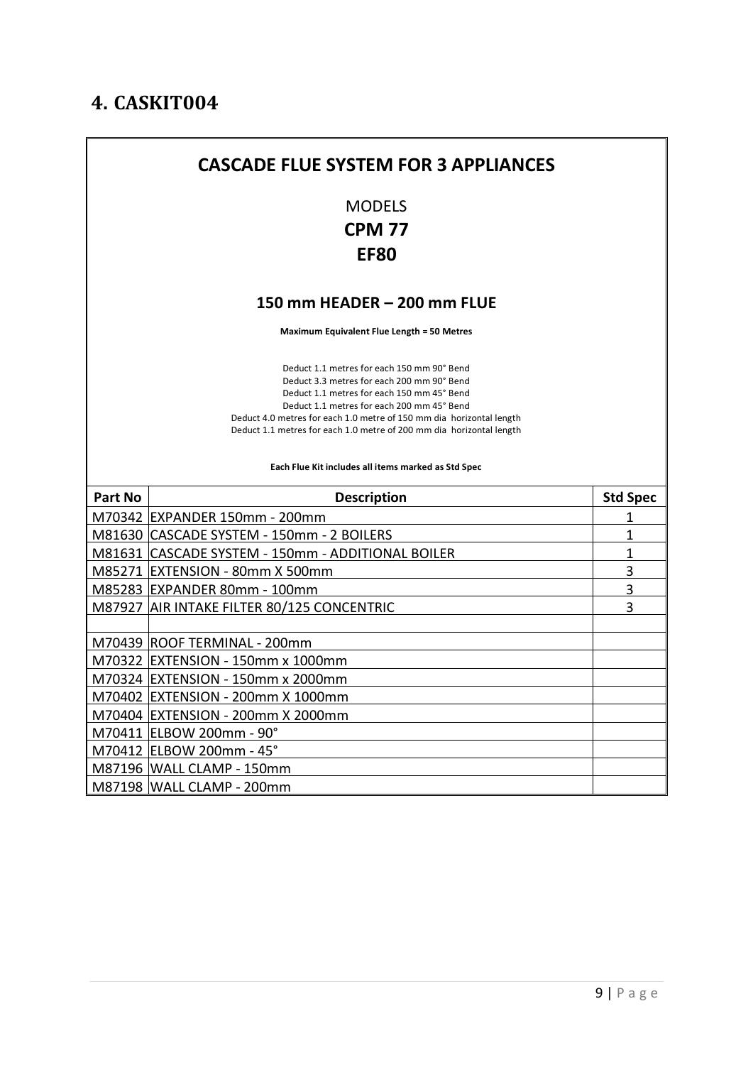## 4. CASKIT004

### CASCADE FLUE SYSTEM FOR 3 APPLIANCES

MODELS

**CPM 77**

**EF80**

#### 150 mm HEADER – 200 mm FLUE

**Maximum Equivalent Flue Length = 50 Metres**

Deduct 1.1 metres for each 150 mm 90° Bend
Deduct 3.3 metres for each 200 mm 90° Bend
Deduct 1.1 metres for each 150 mm 45° Bend
Deduct 1.1 metres for each 200 mm 45° Bend
Deduct 4.0 metres for each 1.0 metre of 150 mm dia horizontal length
Deduct 1.1 metres for each 1.0 metre of 200 mm dia horizontal length

**Each Flue Kit includes all items marked as Std Spec**

| Part No | Description | Std Spec |
|---|---|---|
| M70342 | EXPANDER 150mm - 200mm | 1 |
| M81630 | CASCADE SYSTEM - 150mm - 2 BOILERS | 1 |
| M81631 | CASCADE SYSTEM - 150mm - ADDITIONAL BOILER | 1 |
| M85271 | EXTENSION - 80mm X 500mm | 3 |
| M85283 | EXPANDER 80mm - 100mm | 3 |
| M87927 | AIR INTAKE FILTER 80/125 CONCENTRIC | 3 |
| | | |
| M70439 | ROOF TERMINAL - 200mm | |
| M70322 | EXTENSION - 150mm x 1000mm | |
| M70324 | EXTENSION - 150mm x 2000mm | |
| M70402 | EXTENSION - 200mm X 1000mm | |
| M70404 | EXTENSION - 200mm X 2000mm | |
| M70411 | ELBOW 200mm - 90° | |
| M70412 | ELBOW 200mm - 45° | |
| M87196 | WALL CLAMP - 150mm | |
| M87198 | WALL CLAMP - 200mm | |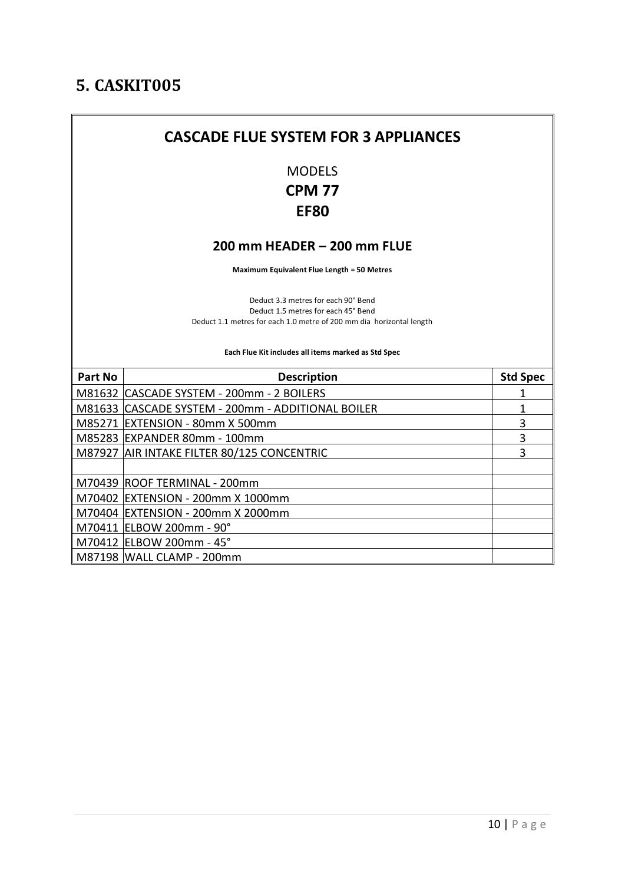## 5. CASKIT005

### CASCADE FLUE SYSTEM FOR 3 APPLIANCES

MODELS

**CPM 77**

**EF80**

#### 200 mm HEADER – 200 mm FLUE

**Maximum Equivalent Flue Length = 50 Metres**

Deduct 3.3 metres for each 90° Bend
Deduct 1.5 metres for each 45° Bend
Deduct 1.1 metres for each 1.0 metre of 200 mm dia horizontal length

**Each Flue Kit includes all items marked as Std Spec**

| Part No | Description | Std Spec |
|---|---|---|
| M81632 | CASCADE SYSTEM - 200mm - 2 BOILERS | 1 |
| M81633 | CASCADE SYSTEM - 200mm - ADDITIONAL BOILER | 1 |
| M85271 | EXTENSION - 80mm X 500mm | 3 |
| M85283 | EXPANDER 80mm - 100mm | 3 |
| M87927 | AIR INTAKE FILTER 80/125 CONCENTRIC | 3 |
| | | |
| M70439 | ROOF TERMINAL - 200mm | |
| M70402 | EXTENSION - 200mm X 1000mm | |
| M70404 | EXTENSION - 200mm X 2000mm | |
| M70411 | ELBOW 200mm - 90° | |
| M70412 | ELBOW 200mm - 45° | |
| M87198 | WALL CLAMP - 200mm | |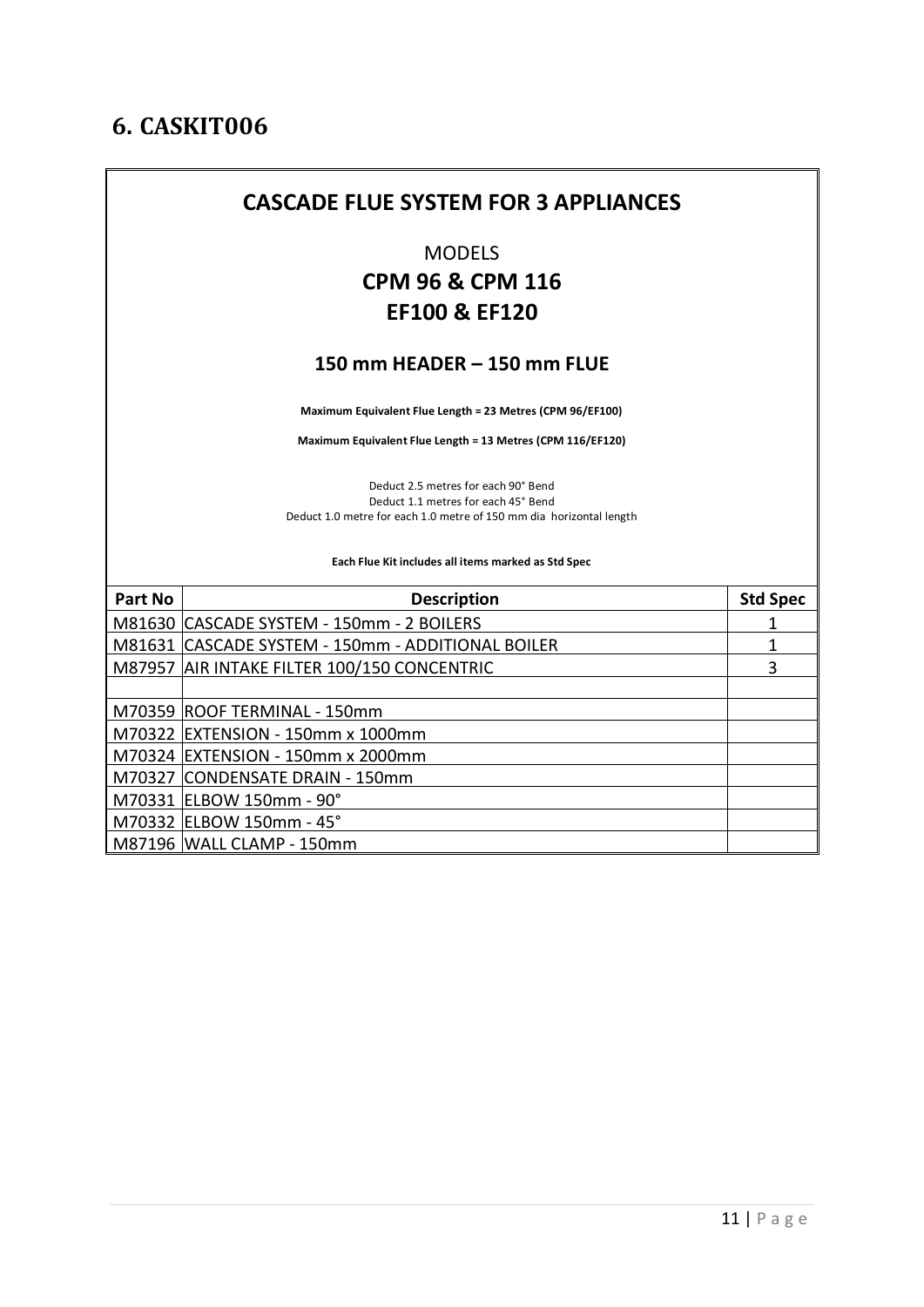## 6. CASKIT006

### CASCADE FLUE SYSTEM FOR 3 APPLIANCES

MODELS

**CPM 96 & CPM 116**

**EF100 & EF120**

**150 mm HEADER – 150 mm FLUE**

**Maximum Equivalent Flue Length = 23 Metres (CPM 96/EF100)**

**Maximum Equivalent Flue Length = 13 Metres (CPM 116/EF120)**

Deduct 2.5 metres for each 90° Bend
Deduct 1.1 metres for each 45° Bend
Deduct 1.0 metre for each 1.0 metre of 150 mm dia horizontal length

**Each Flue Kit includes all items marked as Std Spec**

| Part No | Description | Std Spec |
|---|---|---|
| M81630 | CASCADE SYSTEM - 150mm - 2 BOILERS | 1 |
| M81631 | CASCADE SYSTEM - 150mm - ADDITIONAL BOILER | 1 |
| M87957 | AIR INTAKE FILTER 100/150 CONCENTRIC | 3 |
| | | |
| M70359 | ROOF TERMINAL - 150mm | |
| M70322 | EXTENSION - 150mm x 1000mm | |
| M70324 | EXTENSION - 150mm x 2000mm | |
| M70327 | CONDENSATE DRAIN - 150mm | |
| M70331 | ELBOW 150mm - 90° | |
| M70332 | ELBOW 150mm - 45° | |
| M87196 | WALL CLAMP - 150mm | |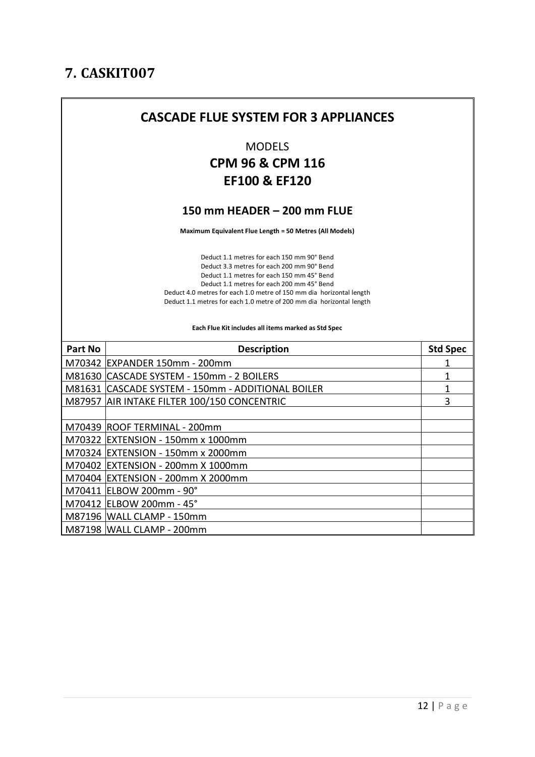## 7. CASKIT007

### CASCADE FLUE SYSTEM FOR 3 APPLIANCES

MODELS

**CPM 96 & CPM 116**

**EF100 & EF120**

**150 mm HEADER – 200 mm FLUE**

**Maximum Equivalent Flue Length = 50 Metres (All Models)**

Deduct 1.1 metres for each 150 mm 90° Bend
Deduct 3.3 metres for each 200 mm 90° Bend
Deduct 1.1 metres for each 150 mm 45° Bend
Deduct 1.1 metres for each 200 mm 45° Bend
Deduct 4.0 metres for each 1.0 metre of 150 mm dia horizontal length
Deduct 1.1 metres for each 1.0 metre of 200 mm dia horizontal length

**Each Flue Kit includes all items marked as Std Spec**

| Part No | Description | Std Spec |
|---|---|---|
| M70342 | EXPANDER 150mm - 200mm | 1 |
| M81630 | CASCADE SYSTEM - 150mm - 2 BOILERS | 1 |
| M81631 | CASCADE SYSTEM - 150mm - ADDITIONAL BOILER | 1 |
| M87957 | AIR INTAKE FILTER 100/150 CONCENTRIC | 3 |
| | | |
| M70439 | ROOF TERMINAL - 200mm | |
| M70322 | EXTENSION - 150mm x 1000mm | |
| M70324 | EXTENSION - 150mm x 2000mm | |
| M70402 | EXTENSION - 200mm X 1000mm | |
| M70404 | EXTENSION - 200mm X 2000mm | |
| M70411 | ELBOW 200mm - 90° | |
| M70412 | ELBOW 200mm - 45° | |
| M87196 | WALL CLAMP - 150mm | |
| M87198 | WALL CLAMP - 200mm | |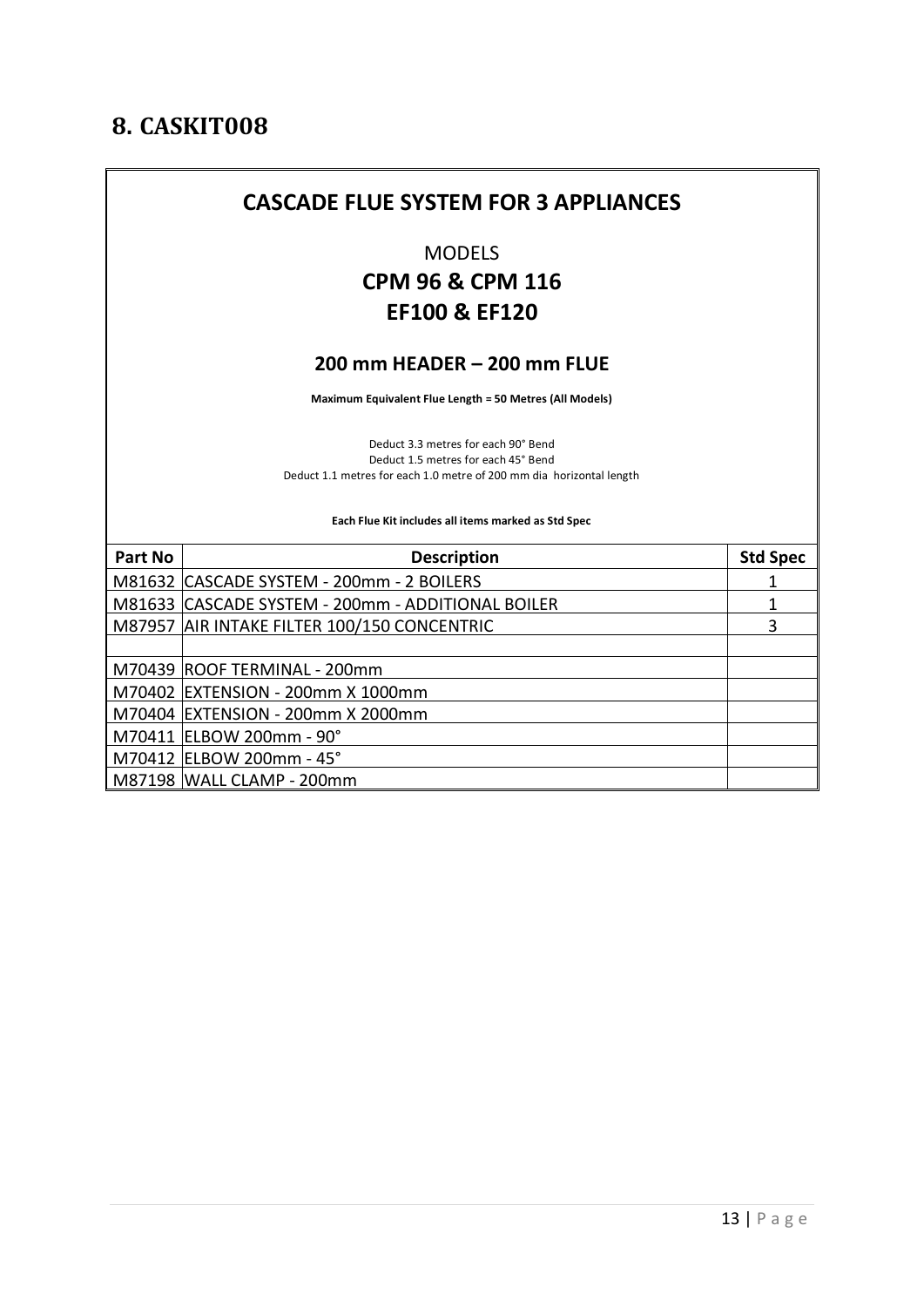## 8. CASKIT008

### CASCADE FLUE SYSTEM FOR 3 APPLIANCES

MODELS

**CPM 96 & CPM 116**

**EF100 & EF120**

**200 mm HEADER – 200 mm FLUE**

**Maximum Equivalent Flue Length = 50 Metres (All Models)**

Deduct 3.3 metres for each 90° Bend
Deduct 1.5 metres for each 45° Bend
Deduct 1.1 metres for each 1.0 metre of 200 mm dia horizontal length

**Each Flue Kit includes all items marked as Std Spec**

| Part No | Description | Std Spec |
|---|---|---|
| M81632 | CASCADE SYSTEM - 200mm - 2 BOILERS | 1 |
| M81633 | CASCADE SYSTEM - 200mm - ADDITIONAL BOILER | 1 |
| M87957 | AIR INTAKE FILTER 100/150 CONCENTRIC | 3 |
| | | |
| M70439 | ROOF TERMINAL - 200mm | |
| M70402 | EXTENSION - 200mm X 1000mm | |
| M70404 | EXTENSION - 200mm X 2000mm | |
| M70411 | ELBOW 200mm - 90° | |
| M70412 | ELBOW 200mm - 45° | |
| M87198 | WALL CLAMP - 200mm | |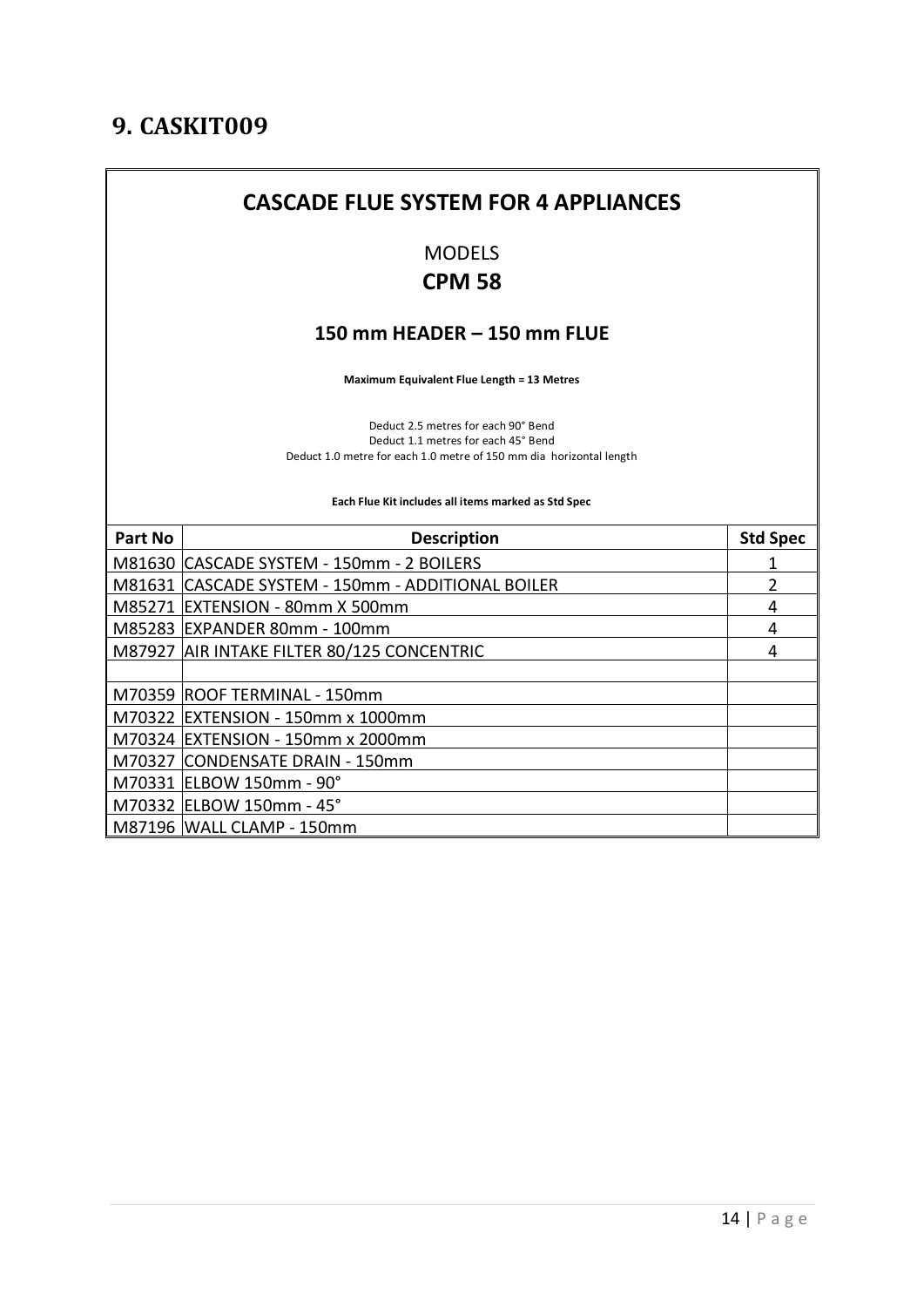## 9. CASKIT009

### CASCADE FLUE SYSTEM FOR 4 APPLIANCES

MODELS

**CPM 58**

**150 mm HEADER – 150 mm FLUE**

**Maximum Equivalent Flue Length = 13 Metres**

Deduct 2.5 metres for each 90° Bend
Deduct 1.1 metres for each 45° Bend
Deduct 1.0 metre for each 1.0 metre of 150 mm dia horizontal length

**Each Flue Kit includes all items marked as Std Spec**

| Part No | Description | Std Spec |
|---|---|---|
| M81630 | CASCADE SYSTEM - 150mm - 2 BOILERS | 1 |
| M81631 | CASCADE SYSTEM - 150mm - ADDITIONAL BOILER | 2 |
| M85271 | EXTENSION - 80mm X 500mm | 4 |
| M85283 | EXPANDER 80mm - 100mm | 4 |
| M87927 | AIR INTAKE FILTER 80/125 CONCENTRIC | 4 |
| | | |
| M70359 | ROOF TERMINAL - 150mm | |
| M70322 | EXTENSION - 150mm x 1000mm | |
| M70324 | EXTENSION - 150mm x 2000mm | |
| M70327 | CONDENSATE DRAIN - 150mm | |
| M70331 | ELBOW 150mm - 90° | |
| M70332 | ELBOW 150mm - 45° | |
| M87196 | WALL CLAMP - 150mm | |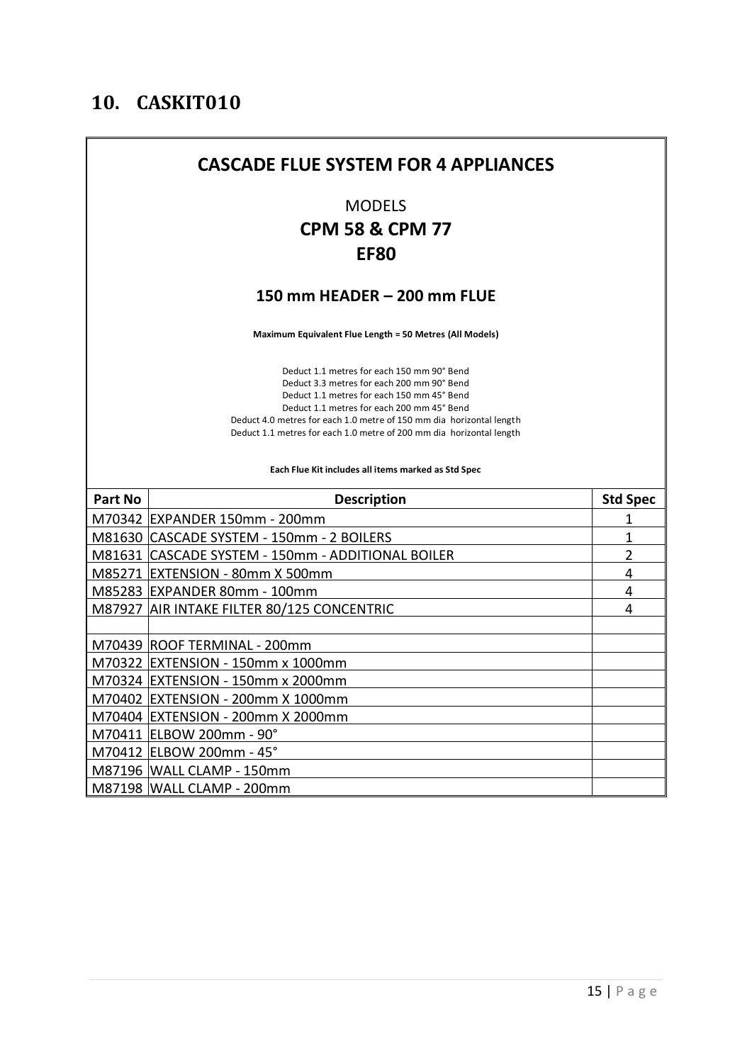## 10. CASKIT010

### CASCADE FLUE SYSTEM FOR 4 APPLIANCES

MODELS

**CPM 58 & CPM 77**

**EF80**

**150 mm HEADER – 200 mm FLUE**

**Maximum Equivalent Flue Length = 50 Metres (All Models)**

Deduct 1.1 metres for each 150 mm 90° Bend
Deduct 3.3 metres for each 200 mm 90° Bend
Deduct 1.1 metres for each 150 mm 45° Bend
Deduct 1.1 metres for each 200 mm 45° Bend
Deduct 4.0 metres for each 1.0 metre of 150 mm dia horizontal length
Deduct 1.1 metres for each 1.0 metre of 200 mm dia horizontal length

**Each Flue Kit includes all items marked as Std Spec**

| Part No | Description | Std Spec |
|---|---|---|
| M70342 | EXPANDER 150mm - 200mm | 1 |
| M81630 | CASCADE SYSTEM - 150mm - 2 BOILERS | 1 |
| M81631 | CASCADE SYSTEM - 150mm - ADDITIONAL BOILER | 2 |
| M85271 | EXTENSION - 80mm X 500mm | 4 |
| M85283 | EXPANDER 80mm - 100mm | 4 |
| M87927 | AIR INTAKE FILTER 80/125 CONCENTRIC | 4 |
| | | |
| M70439 | ROOF TERMINAL - 200mm | |
| M70322 | EXTENSION - 150mm x 1000mm | |
| M70324 | EXTENSION - 150mm x 2000mm | |
| M70402 | EXTENSION - 200mm X 1000mm | |
| M70404 | EXTENSION - 200mm X 2000mm | |
| M70411 | ELBOW 200mm - 90° | |
| M70412 | ELBOW 200mm - 45° | |
| M87196 | WALL CLAMP - 150mm | |
| M87198 | WALL CLAMP - 200mm | |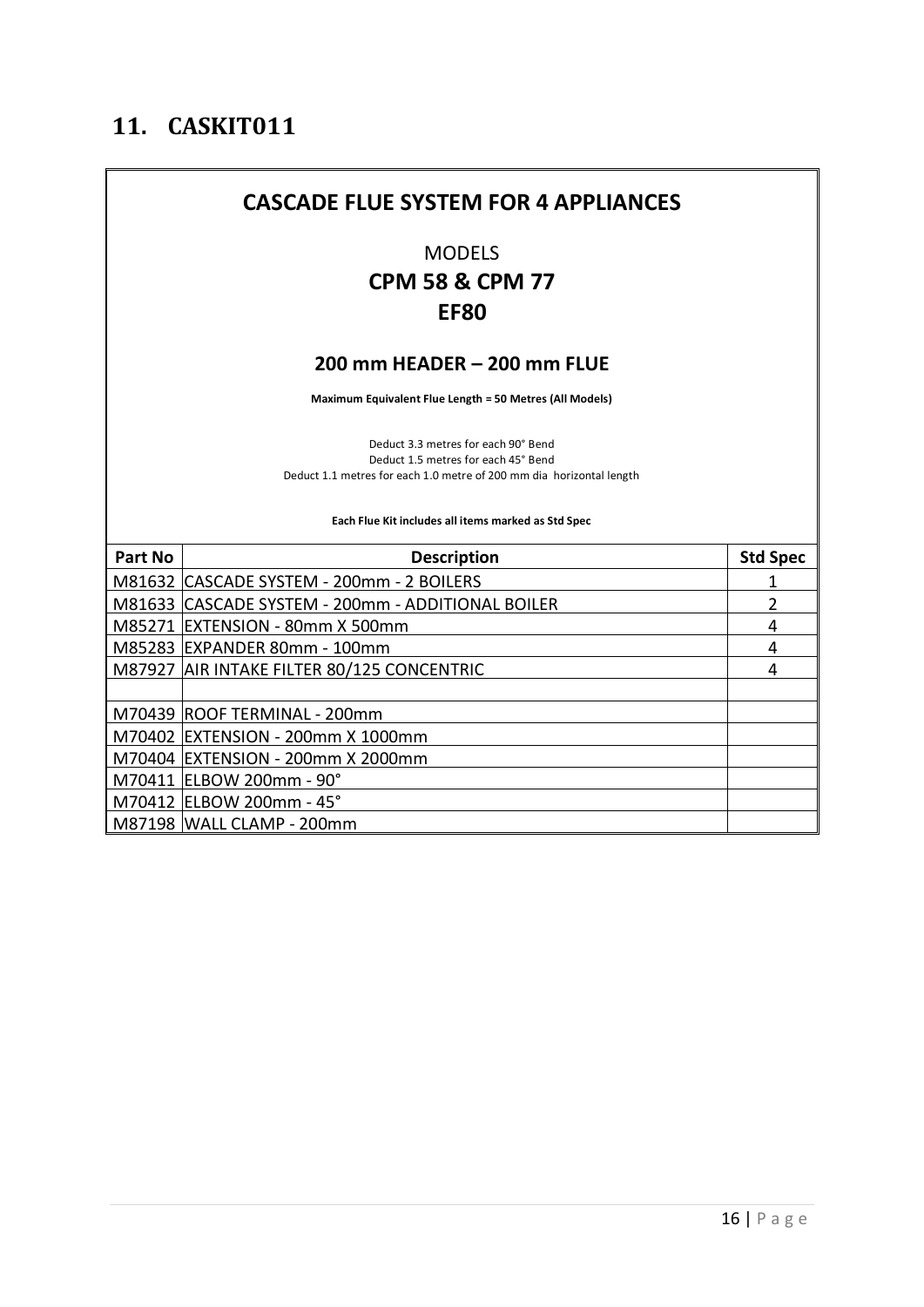## 11. CASKIT011

### CASCADE FLUE SYSTEM FOR 4 APPLIANCES

MODELS

**CPM 58 & CPM 77**

**EF80**

**200 mm HEADER – 200 mm FLUE**

**Maximum Equivalent Flue Length = 50 Metres (All Models)**

Deduct 3.3 metres for each 90° Bend
Deduct 1.5 metres for each 45° Bend
Deduct 1.1 metres for each 1.0 metre of 200 mm dia horizontal length

**Each Flue Kit includes all items marked as Std Spec**

| Part No | Description | Std Spec |
|---|---|---|
| M81632 | CASCADE SYSTEM - 200mm - 2 BOILERS | 1 |
| M81633 | CASCADE SYSTEM - 200mm - ADDITIONAL BOILER | 2 |
| M85271 | EXTENSION - 80mm X 500mm | 4 |
| M85283 | EXPANDER 80mm - 100mm | 4 |
| M87927 | AIR INTAKE FILTER 80/125 CONCENTRIC | 4 |
| | | |
| M70439 | ROOF TERMINAL - 200mm | |
| M70402 | EXTENSION - 200mm X 1000mm | |
| M70404 | EXTENSION - 200mm X 2000mm | |
| M70411 | ELBOW 200mm - 90° | |
| M70412 | ELBOW 200mm - 45° | |
| M87198 | WALL CLAMP - 200mm | |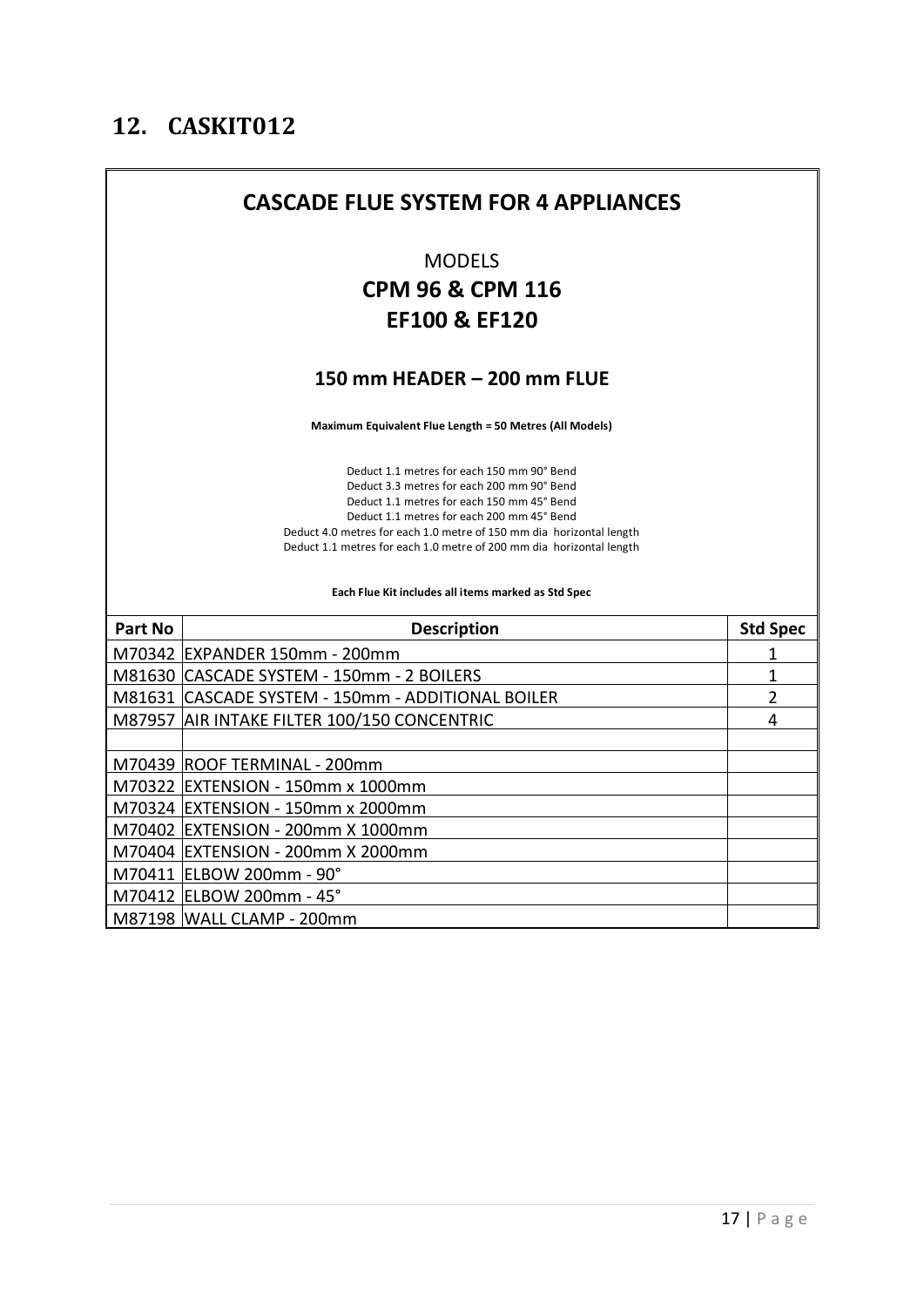## 12. CASKIT012

### CASCADE FLUE SYSTEM FOR 4 APPLIANCES

MODELS

**CPM 96 & CPM 116**

**EF100 & EF120**

**150 mm HEADER – 200 mm FLUE**

**Maximum Equivalent Flue Length = 50 Metres (All Models)**

Deduct 1.1 metres for each 150 mm 90° Bend
Deduct 3.3 metres for each 200 mm 90° Bend
Deduct 1.1 metres for each 150 mm 45° Bend
Deduct 1.1 metres for each 200 mm 45° Bend
Deduct 4.0 metres for each 1.0 metre of 150 mm dia horizontal length
Deduct 1.1 metres for each 1.0 metre of 200 mm dia horizontal length

**Each Flue Kit includes all items marked as Std Spec**

| Part No | Description | Std Spec |
|---|---|---|
| M70342 | EXPANDER 150mm - 200mm | 1 |
| M81630 | CASCADE SYSTEM - 150mm - 2 BOILERS | 1 |
| M81631 | CASCADE SYSTEM - 150mm - ADDITIONAL BOILER | 2 |
| M87957 | AIR INTAKE FILTER 100/150 CONCENTRIC | 4 |
| | | |
| M70439 | ROOF TERMINAL - 200mm | |
| M70322 | EXTENSION - 150mm x 1000mm | |
| M70324 | EXTENSION - 150mm x 2000mm | |
| M70402 | EXTENSION - 200mm X 1000mm | |
| M70404 | EXTENSION - 200mm X 2000mm | |
| M70411 | ELBOW 200mm - 90° | |
| M70412 | ELBOW 200mm - 45° | |
| M87198 | WALL CLAMP - 200mm | |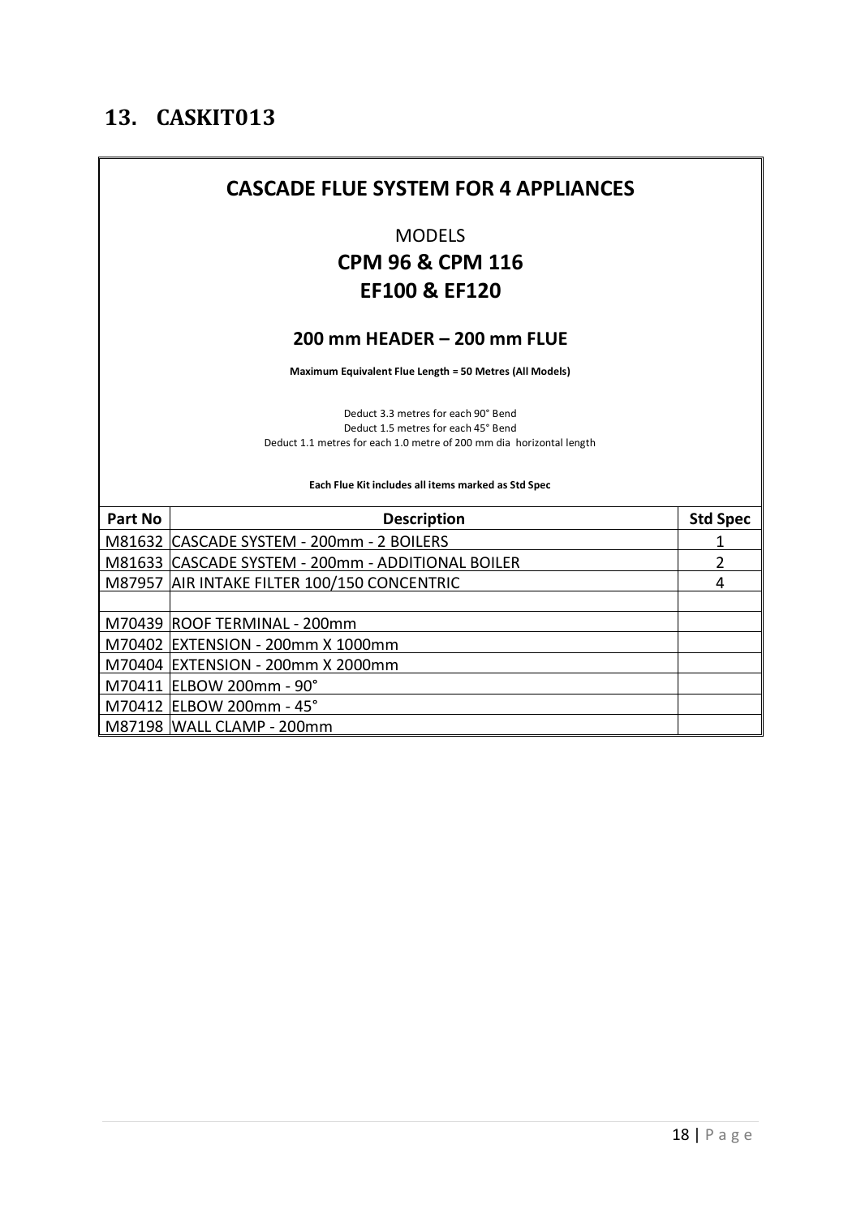## 13. CASKIT013

**CASCADE FLUE SYSTEM FOR 4 APPLIANCES**

MODELS

**CPM 96 & CPM 116**

**EF100 & EF120**

**200 mm HEADER – 200 mm FLUE**

**Maximum Equivalent Flue Length = 50 Metres (All Models)**

Deduct 3.3 metres for each 90° Bend
Deduct 1.5 metres for each 45° Bend
Deduct 1.1 metres for each 1.0 metre of 200 mm dia horizontal length

**Each Flue Kit includes all items marked as Std Spec**

| Part No | Description | Std Spec |
|---|---|---|
| M81632 | CASCADE SYSTEM - 200mm - 2 BOILERS | 1 |
| M81633 | CASCADE SYSTEM - 200mm - ADDITIONAL BOILER | 2 |
| M87957 | AIR INTAKE FILTER 100/150 CONCENTRIC | 4 |
| | | |
| M70439 | ROOF TERMINAL - 200mm | |
| M70402 | EXTENSION - 200mm X 1000mm | |
| M70404 | EXTENSION - 200mm X 2000mm | |
| M70411 | ELBOW 200mm - 90° | |
| M70412 | ELBOW 200mm - 45° | |
| M87198 | WALL CLAMP - 200mm | |